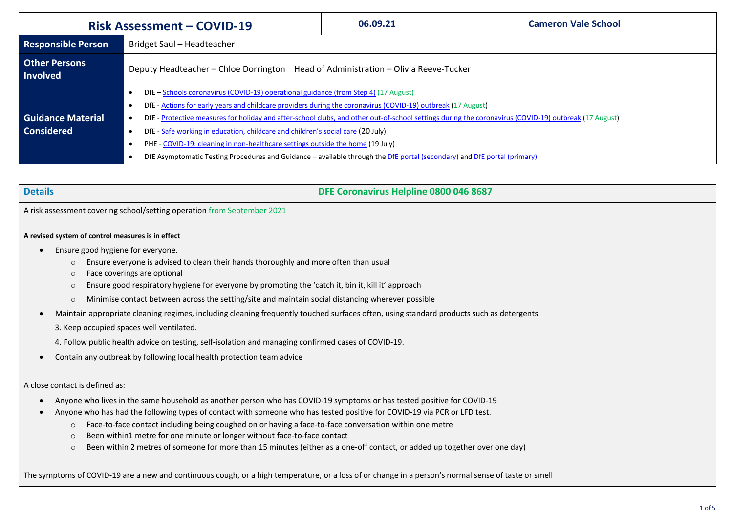| Risk Assessment – COVID-19 | | 06.09.21 | Cameron Vale School |
|---|---|---|---|
| **Responsible Person** | Bridget Saul – Headteacher | | |
| **Other Persons Involved** | Deputy Headteacher – Chloe Dorrington Head of Administration – Olivia Reeve-Tucker | | |
| **Guidance Material Considered** | • DfE – Schools coronavirus (COVID-19) operational guidance (from Step 4) (17 August)<br>• DfE - Actions for early years and childcare providers during the coronavirus (COVID-19) outbreak (17 August)<br>• DfE - Protective measures for holiday and after-school clubs, and other out-of-school settings during the coronavirus (COVID-19) outbreak (17 August)<br>• DfE - Safe working in education, childcare and children's social care (20 July)<br>• PHE - COVID-19: cleaning in non-healthcare settings outside the home (19 July)<br>• DfE Asymptomatic Testing Procedures and Guidance – available through the DfE portal (secondary) and DfE portal (primary) | | |

## Details

**DFE Coronavirus Helpline 0800 046 8687**

A risk assessment covering school/setting operation from September 2021

**A revised system of control measures is in effect**

- Ensure good hygiene for everyone.
  - Ensure everyone is advised to clean their hands thoroughly and more often than usual
  - Face coverings are optional
  - Ensure good respiratory hygiene for everyone by promoting the 'catch it, bin it, kill it' approach
  - Minimise contact between across the setting/site and maintain social distancing wherever possible
- Maintain appropriate cleaning regimes, including cleaning frequently touched surfaces often, using standard products such as detergents

  3. Keep occupied spaces well ventilated.

  4. Follow public health advice on testing, self-isolation and managing confirmed cases of COVID-19.
- Contain any outbreak by following local health protection team advice

A close contact is defined as:

- Anyone who lives in the same household as another person who has COVID-19 symptoms or has tested positive for COVID-19
- Anyone who has had the following types of contact with someone who has tested positive for COVID-19 via PCR or LFD test.
  - Face-to-face contact including being coughed on or having a face-to-face conversation within one metre
  - Been within1 metre for one minute or longer without face-to-face contact
  - Been within 2 metres of someone for more than 15 minutes (either as a one-off contact, or added up together over one day)

The symptoms of COVID-19 are a new and continuous cough, or a high temperature, or a loss of or change in a person's normal sense of taste or smell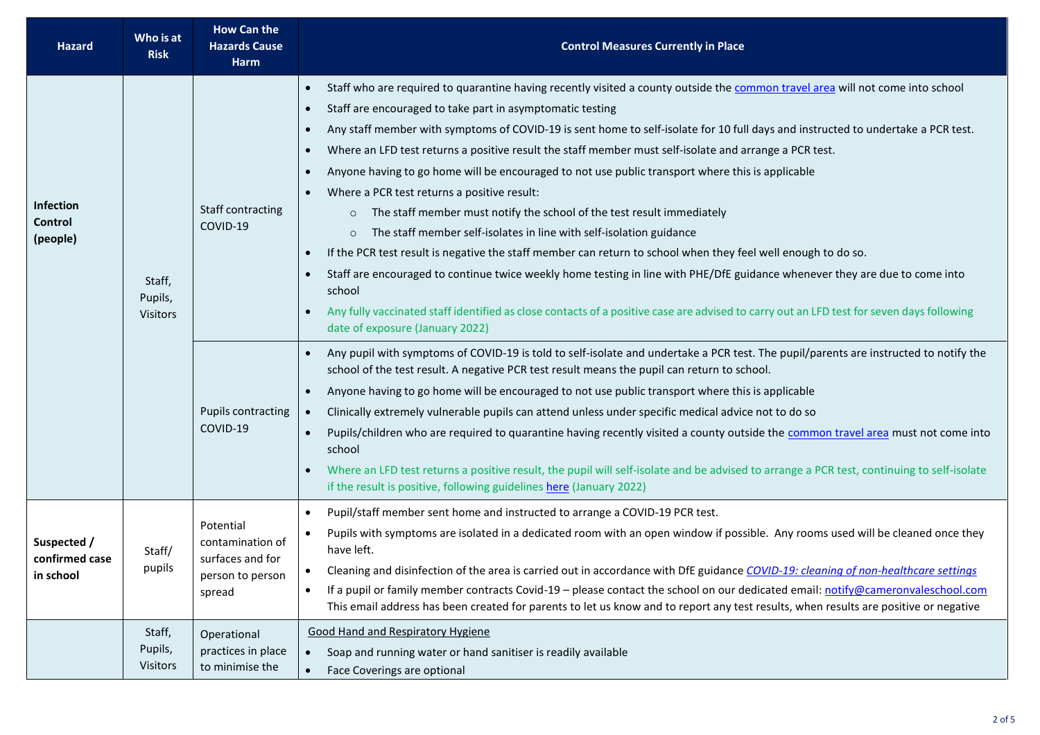| Hazard | Who is at Risk | How Can the Hazards Cause Harm | Control Measures Currently in Place |
|---|---|---|---|
| **Infection Control (people)** | Staff, Pupils, Visitors | Staff contracting COVID-19 | • Staff who are required to quarantine having recently visited a county outside the common travel area will not come into school<br>• Staff are encouraged to take part in asymptomatic testing<br>• Any staff member with symptoms of COVID-19 is sent home to self-isolate for 10 full days and instructed to undertake a PCR test.<br>• Where an LFD test returns a positive result the staff member must self-isolate and arrange a PCR test.<br>• Anyone having to go home will be encouraged to not use public transport where this is applicable<br>• Where a PCR test returns a positive result:<br>  ○ The staff member must notify the school of the test result immediately<br>  ○ The staff member self-isolates in line with self-isolation guidance<br>• If the PCR test result is negative the staff member can return to school when they feel well enough to do so.<br>• Staff are encouraged to continue twice weekly home testing in line with PHE/DfE guidance whenever they are due to come into school<br>• Any fully vaccinated staff identified as close contacts of a positive case are advised to carry out an LFD test for seven days following date of exposure (January 2022) |
| | | Pupils contracting COVID-19 | • Any pupil with symptoms of COVID-19 is told to self-isolate and undertake a PCR test. The pupil/parents are instructed to notify the school of the test result. A negative PCR test result means the pupil can return to school.<br>• Anyone having to go home will be encouraged to not use public transport where this is applicable<br>• Clinically extremely vulnerable pupils can attend unless under specific medical advice not to do so<br>• Pupils/children who are required to quarantine having recently visited a county outside the common travel area must not come into school<br>• Where an LFD test returns a positive result, the pupil will self-isolate and be advised to arrange a PCR test, continuing to self-isolate if the result is positive, following guidelines here (January 2022) |
| **Suspected / confirmed case in school** | Staff/ pupils | Potential contamination of surfaces and for person to person spread | • Pupil/staff member sent home and instructed to arrange a COVID-19 PCR test.<br>• Pupils with symptoms are isolated in a dedicated room with an open window if possible. Any rooms used will be cleaned once they have left.<br>• Cleaning and disinfection of the area is carried out in accordance with DfE guidance *COVID-19: cleaning of non-healthcare settings*<br>• If a pupil or family member contracts Covid-19 – please contact the school on our dedicated email: notify@cameronvaleschool.com This email address has been created for parents to let us know and to report any test results, when results are positive or negative |
| | Staff, Pupils, Visitors | Operational practices in place to minimise the | Good Hand and Respiratory Hygiene<br>• Soap and running water or hand sanitiser is readily available<br>• Face Coverings are optional |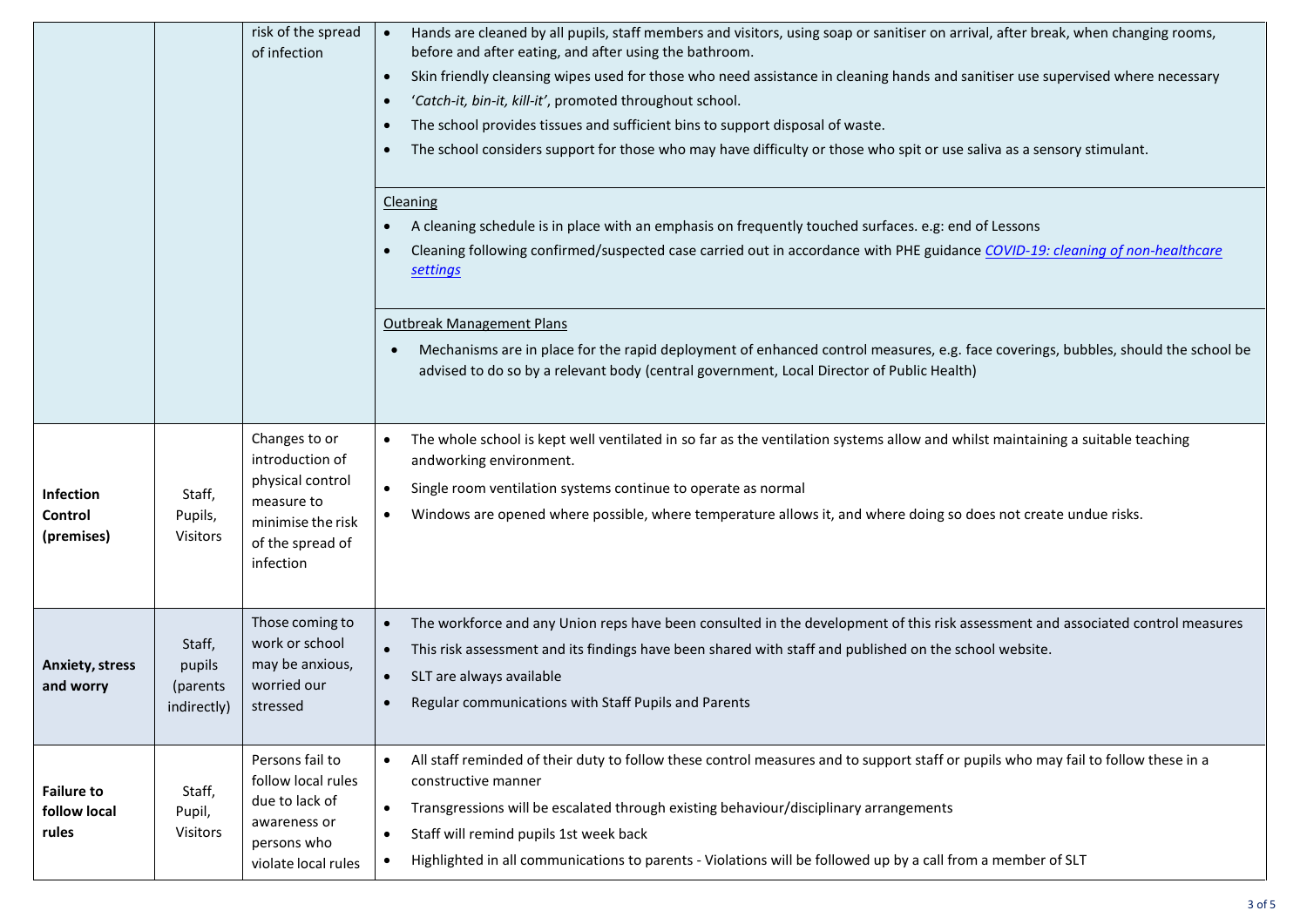| | | | |
|---|---|---|---|
| | | risk of the spread of infection | • Hands are cleaned by all pupils, staff members and visitors, using soap or sanitiser on arrival, after break, when changing rooms, before and after eating, and after using the bathroom.<br>• Skin friendly cleansing wipes used for those who need assistance in cleaning hands and sanitiser use supervised where necessary<br>• '*Catch-it, bin-it, kill-it*', promoted throughout school.<br>• The school provides tissues and sufficient bins to support disposal of waste.<br>• The school considers support for those who may have difficulty or those who spit or use saliva as a sensory stimulant.<br><br><u>Cleaning</u><br>• A cleaning schedule is in place with an emphasis on frequently touched surfaces. e.g: end of Lessons<br>• Cleaning following confirmed/suspected case carried out in accordance with PHE guidance [*COVID-19: cleaning of non-healthcare settings*]<br><br><u>Outbreak Management Plans</u><br>• Mechanisms are in place for the rapid deployment of enhanced control measures, e.g. face coverings, bubbles, should the school be advised to do so by a relevant body (central government, Local Director of Public Health) |
| **Infection Control (premises)** | Staff, Pupils, Visitors | Changes to or introduction of physical control measure to minimise the risk of the spread of infection | • The whole school is kept well ventilated in so far as the ventilation systems allow and whilst maintaining a suitable teaching andworking environment.<br>• Single room ventilation systems continue to operate as normal<br>• Windows are opened where possible, where temperature allows it, and where doing so does not create undue risks. |
| **Anxiety, stress and worry** | Staff, pupils (parents indirectly) | Those coming to work or school may be anxious, worried our stressed | • The workforce and any Union reps have been consulted in the development of this risk assessment and associated control measures<br>• This risk assessment and its findings have been shared with staff and published on the school website.<br>• SLT are always available<br>• Regular communications with Staff Pupils and Parents |
| **Failure to follow local rules** | Staff, Pupil, Visitors | Persons fail to follow local rules due to lack of awareness or persons who violate local rules | • All staff reminded of their duty to follow these control measures and to support staff or pupils who may fail to follow these in a constructive manner<br>• Transgressions will be escalated through existing behaviour/disciplinary arrangements<br>• Staff will remind pupils 1st week back<br>• Highlighted in all communications to parents - Violations will be followed up by a call from a member of SLT |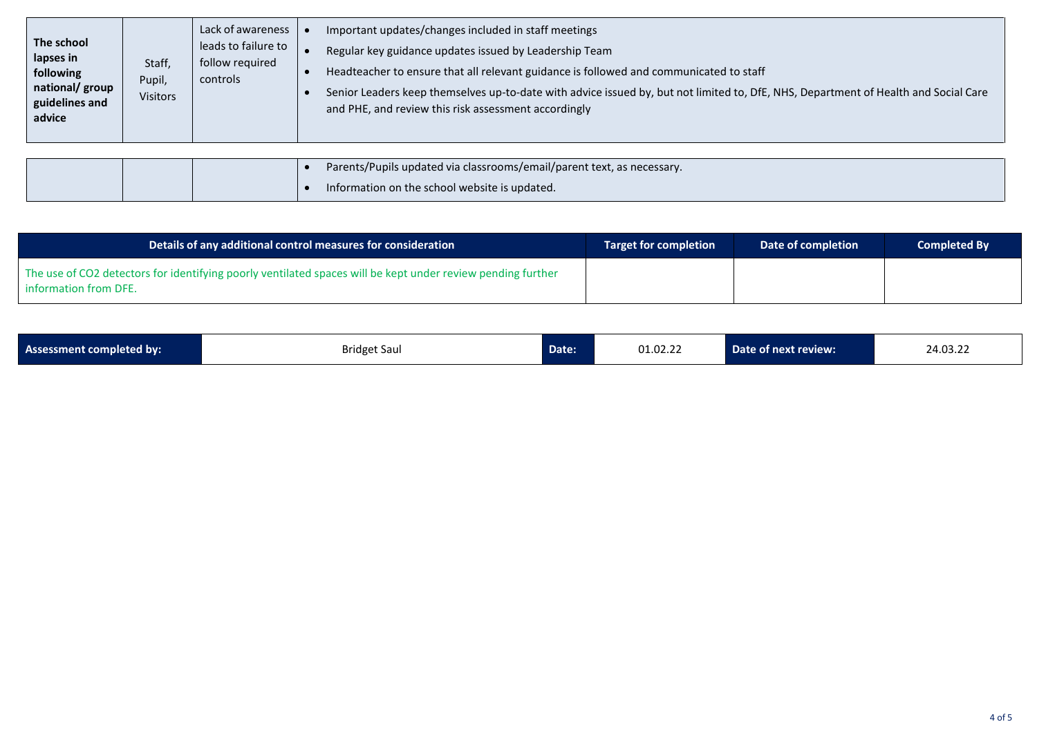| | | | |
|---|---|---|---|
| **The school lapses in following national/ group guidelines and advice** | Staff, Pupil, Visitors | Lack of awareness leads to failure to follow required controls | • Important updates/changes included in staff meetings<br>• Regular key guidance updates issued by Leadership Team<br>• Headteacher to ensure that all relevant guidance is followed and communicated to staff<br>• Senior Leaders keep themselves up-to-date with advice issued by, but not limited to, DfE, NHS, Department of Health and Social Care and PHE, and review this risk assessment accordingly<br>• Parents/Pupils updated via classrooms/email/parent text, as necessary.<br>• Information on the school website is updated. |

| Details of any additional control measures for consideration | Target for completion | Date of completion | Completed By |
|---|---|---|---|
| The use of $CO_2$ detectors for identifying poorly ventilated spaces will be kept under review pending further information from DFE. | | | |

| **Assessment completed by:** | Bridget Saul | **Date:** | 01.02.22 | **Date of next review:** | 24.03.22 |
|---|---|---|---|---|---|